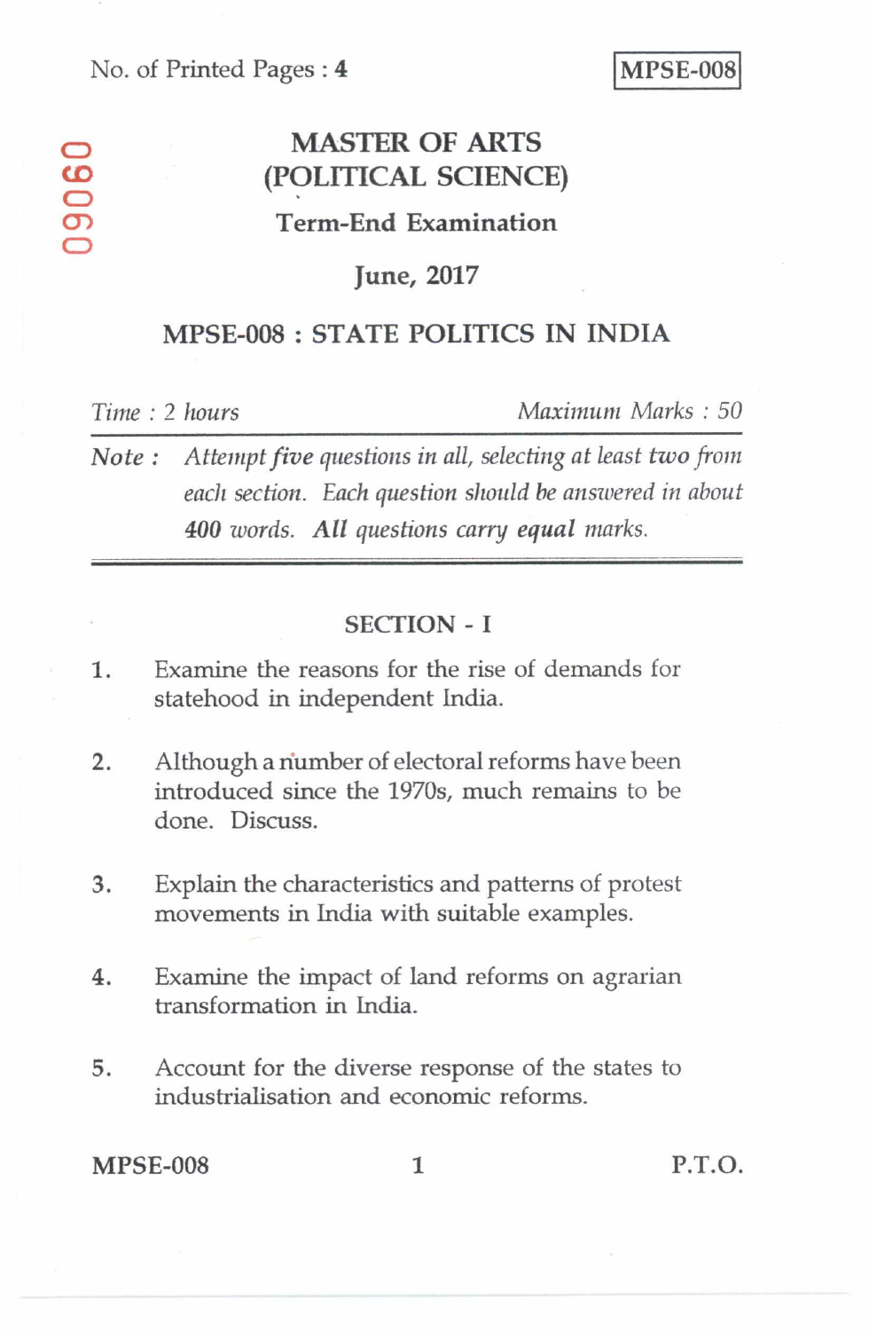No. of Printed Pages : 4

**MPSE-008**

# MASTER OF ARTS (POLITICAL SCIENCE)

## Term-End Examination

## June, 2017

## MPSE-008 : STATE POLITICS IN INDIA

*Time : 2 hours* *Maximum Marks : 50*

***Note :*** *Attempt **five** questions in all, selecting at least **two** from each section. Each question should be answered in about **400** words. **All** questions carry **equal** marks.*

### SECTION - I

1. Examine the reasons for the rise of demands for statehood in independent India.

2. Although a number of electoral reforms have been introduced since the 1970s, much remains to be done. Discuss.

3. Explain the characteristics and patterns of protest movements in India with suitable examples.

4. Examine the impact of land reforms on agrarian transformation in India.

5. Account for the diverse response of the states to industrialisation and economic reforms.

MPSE-008 P.T.O.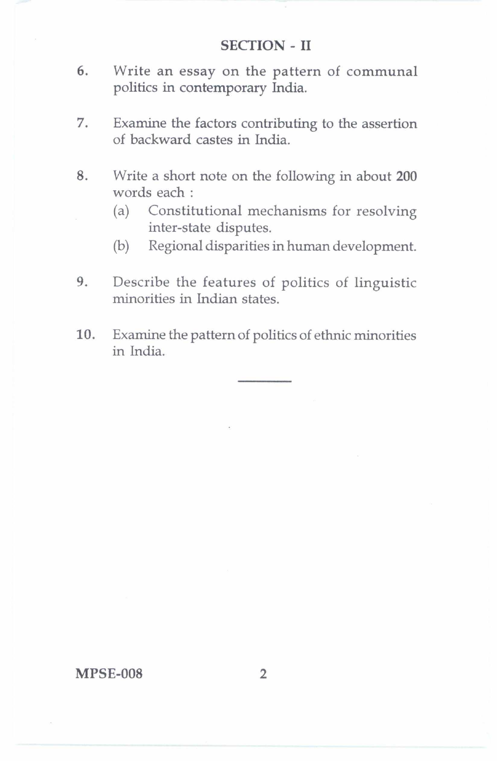## SECTION - II

6. Write an essay on the pattern of communal politics in contemporary India.

7. Examine the factors contributing to the assertion of backward castes in India.

8. Write a short note on the following in about **200** words each :
   (a) Constitutional mechanisms for resolving inter-state disputes.
   (b) Regional disparities in human development.

9. Describe the features of politics of linguistic minorities in Indian states.

10. Examine the pattern of politics of ethnic minorities in India.

---

**MPSE-008**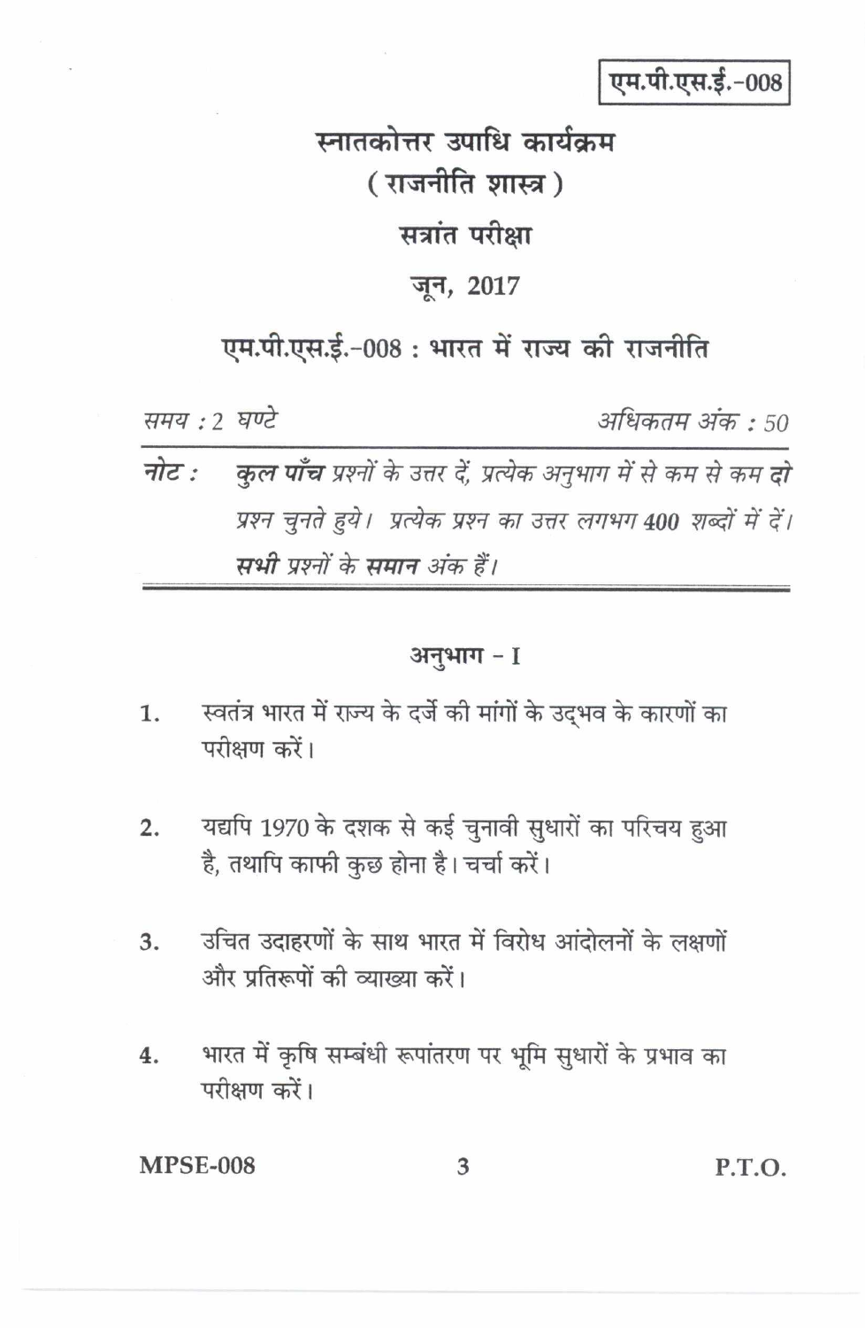एम.पी.एस.ई.-008

# स्नातकोत्तर उपाधि कार्यक्रम
## ( राजनीति शास्त्र )
### सत्रांत परीक्षा
### जून, 2017

## एम.पी.एस.ई.-008 : भारत में राज्य की राजनीति

*समय : 2 घण्टे* *अधिकतम अंक : 50*

*नोट : **कुल पाँच** प्रश्नों के उत्तर दें, प्रत्येक अनुभाग में से कम से कम **दो** प्रश्न चुनते हुये। प्रत्येक प्रश्न का उत्तर लगभग 400 शब्दों में दें। **सभी** प्रश्नों के **समान** अंक हैं।*

### अनुभाग - I

1. स्वतंत्र भारत में राज्य के दर्जे की मांगों के उद्भव के कारणों का परीक्षण करें।

2. यद्यपि 1970 के दशक से कई चुनावी सुधारों का परिचय हुआ है, तथापि काफी कुछ होना है। चर्चा करें।

3. उचित उदाहरणों के साथ भारत में विरोध आंदोलनों के लक्षणों और प्रतिरूपों की व्याख्या करें।

4. भारत में कृषि सम्बंधी रूपांतरण पर भूमि सुधारों के प्रभाव का परीक्षण करें।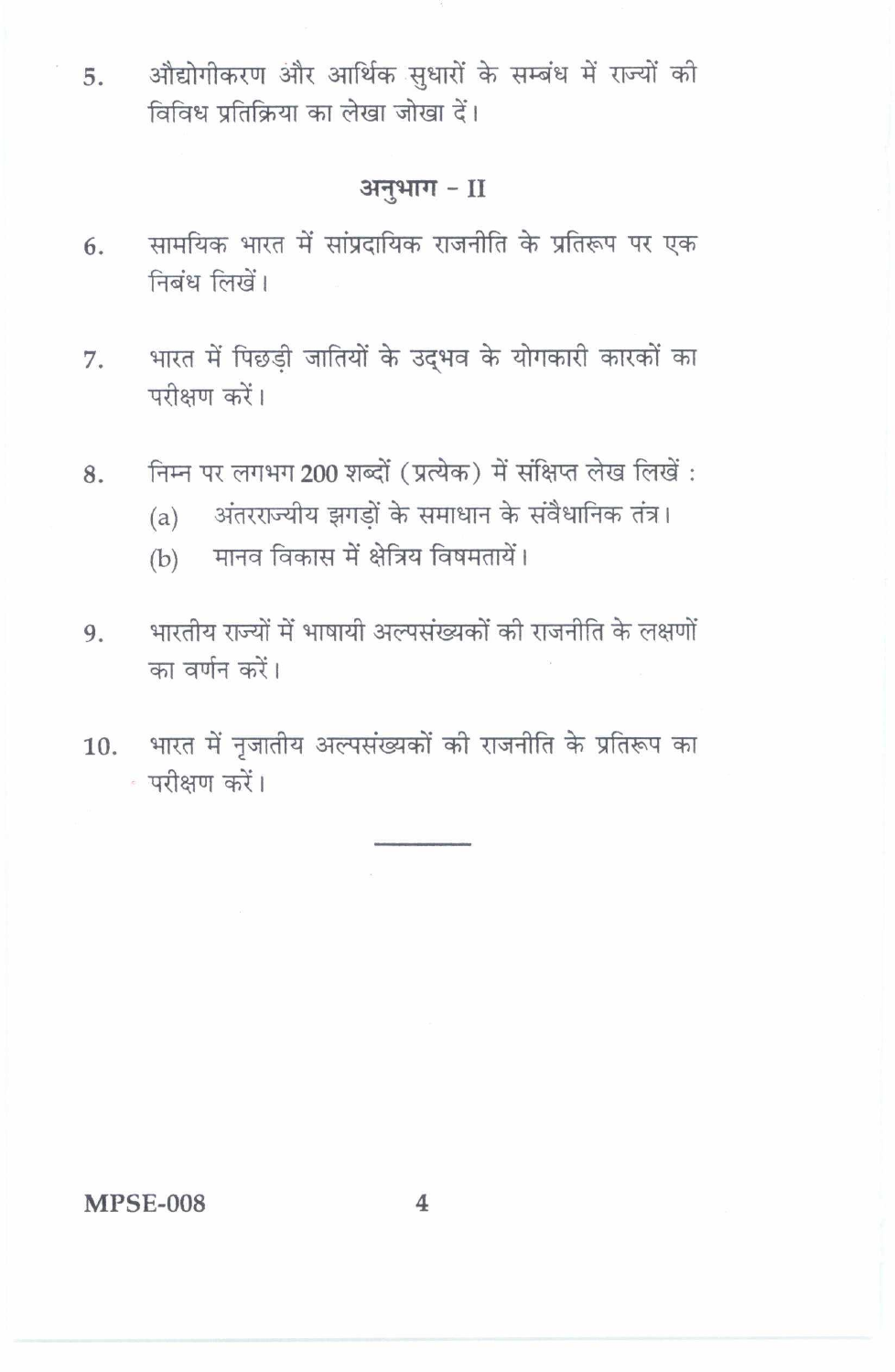5. औद्योगीकरण और आर्थिक सुधारों के सम्बंध में राज्यों की विविध प्रतिक्रिया का लेखा जोखा दें।

## अनुभाग - II

6. सामयिक भारत में सांप्रदायिक राजनीति के प्रतिरूप पर एक निबंध लिखें।

7. भारत में पिछड़ी जातियों के उद्भव के योगकारी कारकों का परीक्षण करें।

8. निम्न पर लगभग 200 शब्दों (प्रत्येक) में संक्षिप्त लेख लिखें :
   (a) अंतरराज्यीय झगड़ों के समाधान के संवैधानिक तंत्र।
   (b) मानव विकास में क्षेत्रिय विषमतायें।

9. भारतीय राज्यों में भाषायी अल्पसंख्यकों की राजनीति के लक्षणों का वर्णन करें।

10. भारत में नृजातीय अल्पसंख्यकों की राजनीति के प्रतिरूप का परीक्षण करें।